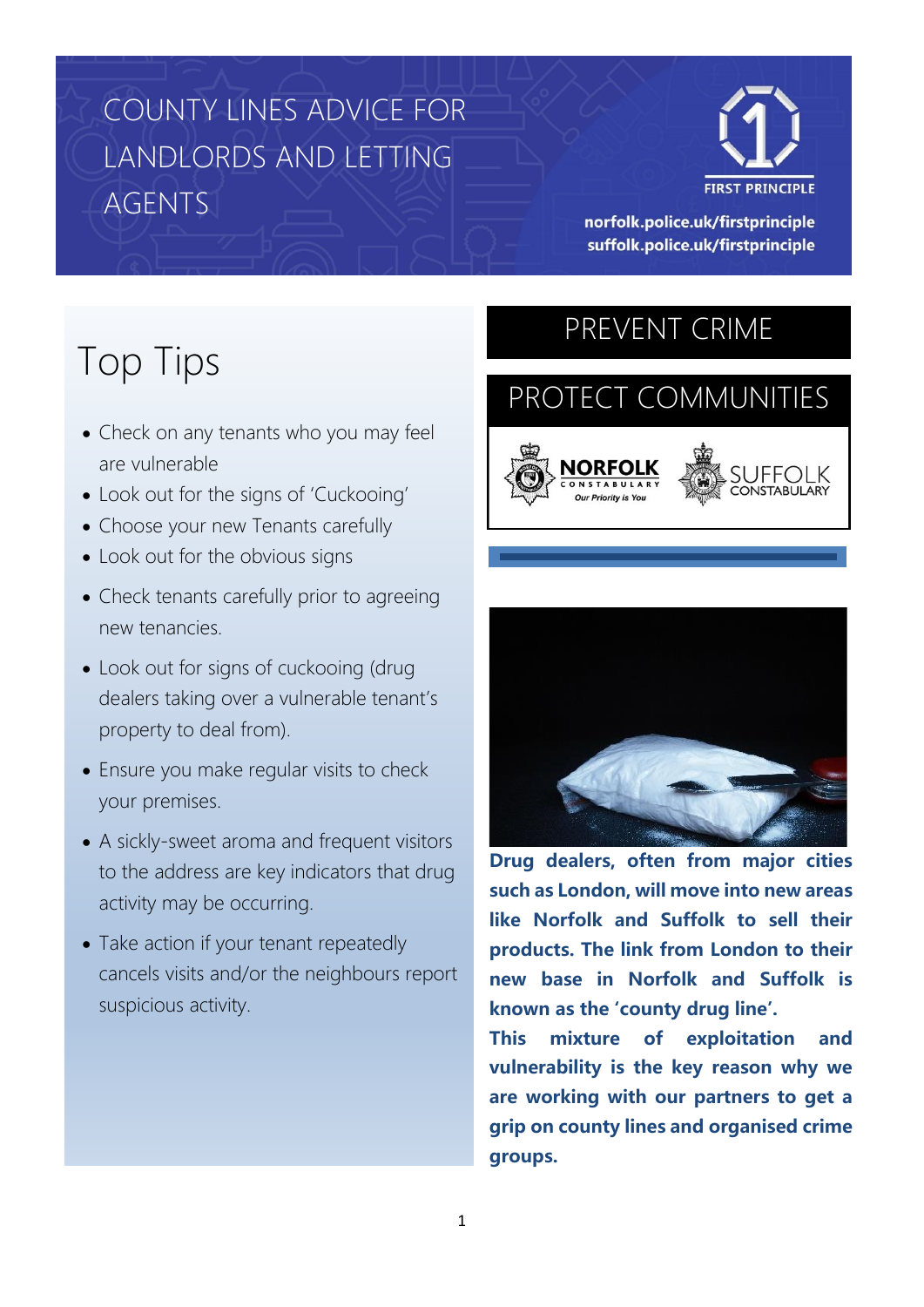# COUNTY LINES ADVICE FOR LANDLORDS AND LETTING AGENTS

FIRST PRINCIPLE

norfolk.police.uk/firstprinciple
suffolk.police.uk/firstprinciple

## Top Tips

- Check on any tenants who you may feel are vulnerable
- Look out for the signs of 'Cuckooing'
- Choose your new Tenants carefully
- Look out for the obvious signs
- Check tenants carefully prior to agreeing new tenancies.
- Look out for signs of cuckooing (drug dealers taking over a vulnerable tenant's property to deal from).
- Ensure you make regular visits to check your premises.
- A sickly-sweet aroma and frequent visitors to the address are key indicators that drug activity may be occurring.
- Take action if your tenant repeatedly cancels visits and/or the neighbours report suspicious activity.

## PREVENT CRIME

## PROTECT COMMUNITIES

NORFOLK CONSTABULARY *Our Priority is You*

SUFFOLK CONSTABULARY

**Drug dealers, often from major cities such as London, will move into new areas like Norfolk and Suffolk to sell their products. The link from London to their new base in Norfolk and Suffolk is known as the 'county drug line'.**

**This mixture of exploitation and vulnerability is the key reason why we are working with our partners to get a grip on county lines and organised crime groups.**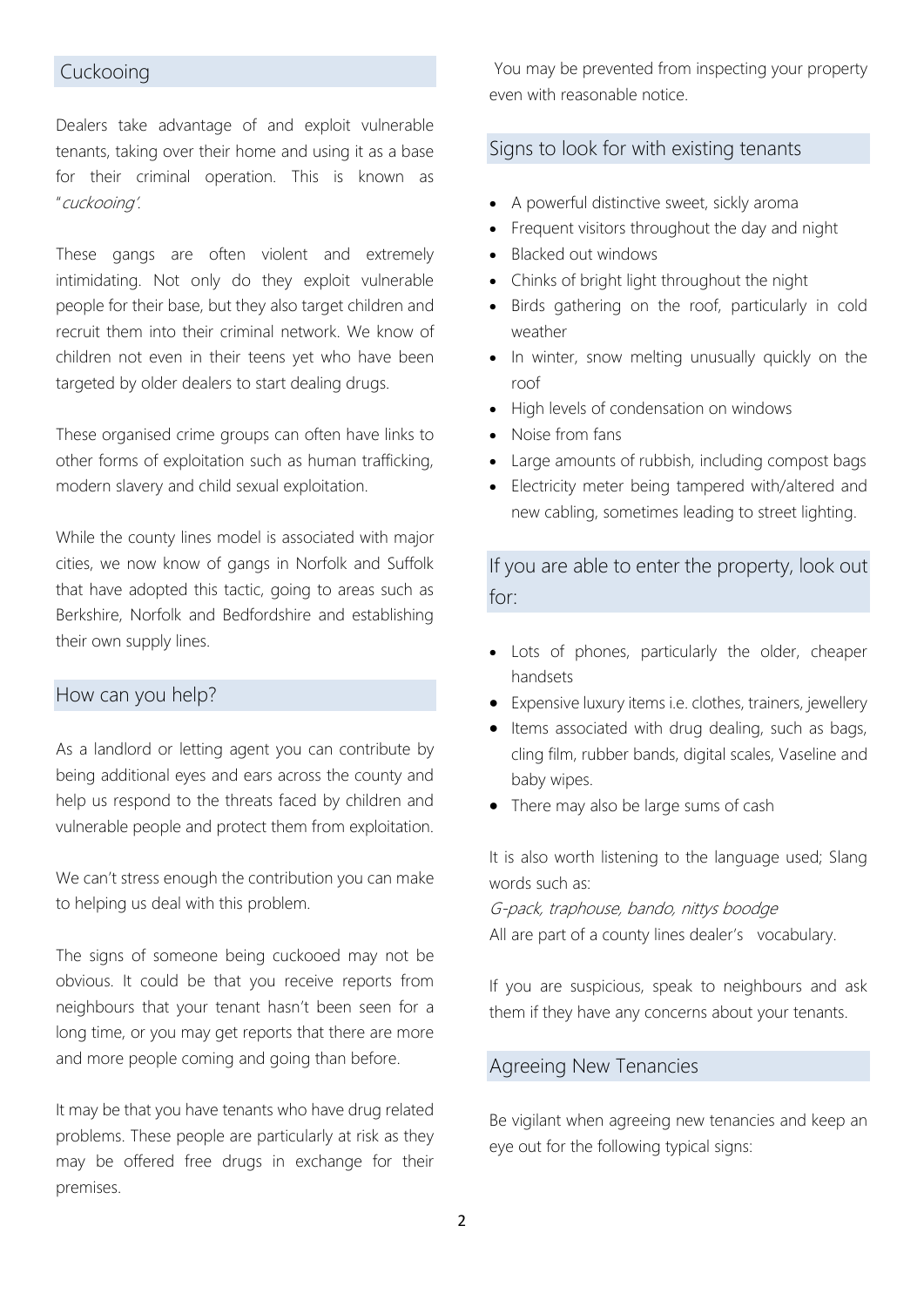## Cuckooing

Dealers take advantage of and exploit vulnerable tenants, taking over their home and using it as a base for their criminal operation. This is known as "*cuckooing'*.

These gangs are often violent and extremely intimidating. Not only do they exploit vulnerable people for their base, but they also target children and recruit them into their criminal network. We know of children not even in their teens yet who have been targeted by older dealers to start dealing drugs.

These organised crime groups can often have links to other forms of exploitation such as human trafficking, modern slavery and child sexual exploitation.

While the county lines model is associated with major cities, we now know of gangs in Norfolk and Suffolk that have adopted this tactic, going to areas such as Berkshire, Norfolk and Bedfordshire and establishing their own supply lines.

## How can you help?

As a landlord or letting agent you can contribute by being additional eyes and ears across the county and help us respond to the threats faced by children and vulnerable people and protect them from exploitation.

We can't stress enough the contribution you can make to helping us deal with this problem.

The signs of someone being cuckooed may not be obvious. It could be that you receive reports from neighbours that your tenant hasn't been seen for a long time, or you may get reports that there are more and more people coming and going than before.

It may be that you have tenants who have drug related problems. These people are particularly at risk as they may be offered free drugs in exchange for their premises.

You may be prevented from inspecting your property even with reasonable notice.

## Signs to look for with existing tenants

- A powerful distinctive sweet, sickly aroma
- Frequent visitors throughout the day and night
- Blacked out windows
- Chinks of bright light throughout the night
- Birds gathering on the roof, particularly in cold weather
- In winter, snow melting unusually quickly on the roof
- High levels of condensation on windows
- Noise from fans
- Large amounts of rubbish, including compost bags
- Electricity meter being tampered with/altered and new cabling, sometimes leading to street lighting.

## If you are able to enter the property, look out for:

- Lots of phones, particularly the older, cheaper handsets
- Expensive luxury items i.e. clothes, trainers, jewellery
- Items associated with drug dealing, such as bags, cling film, rubber bands, digital scales, Vaseline and baby wipes.
- There may also be large sums of cash

It is also worth listening to the language used; Slang words such as:

*G-pack, traphouse, bando, nittys boodge*

All are part of a county lines dealer's vocabulary.

If you are suspicious, speak to neighbours and ask them if they have any concerns about your tenants.

## Agreeing New Tenancies

Be vigilant when agreeing new tenancies and keep an eye out for the following typical signs: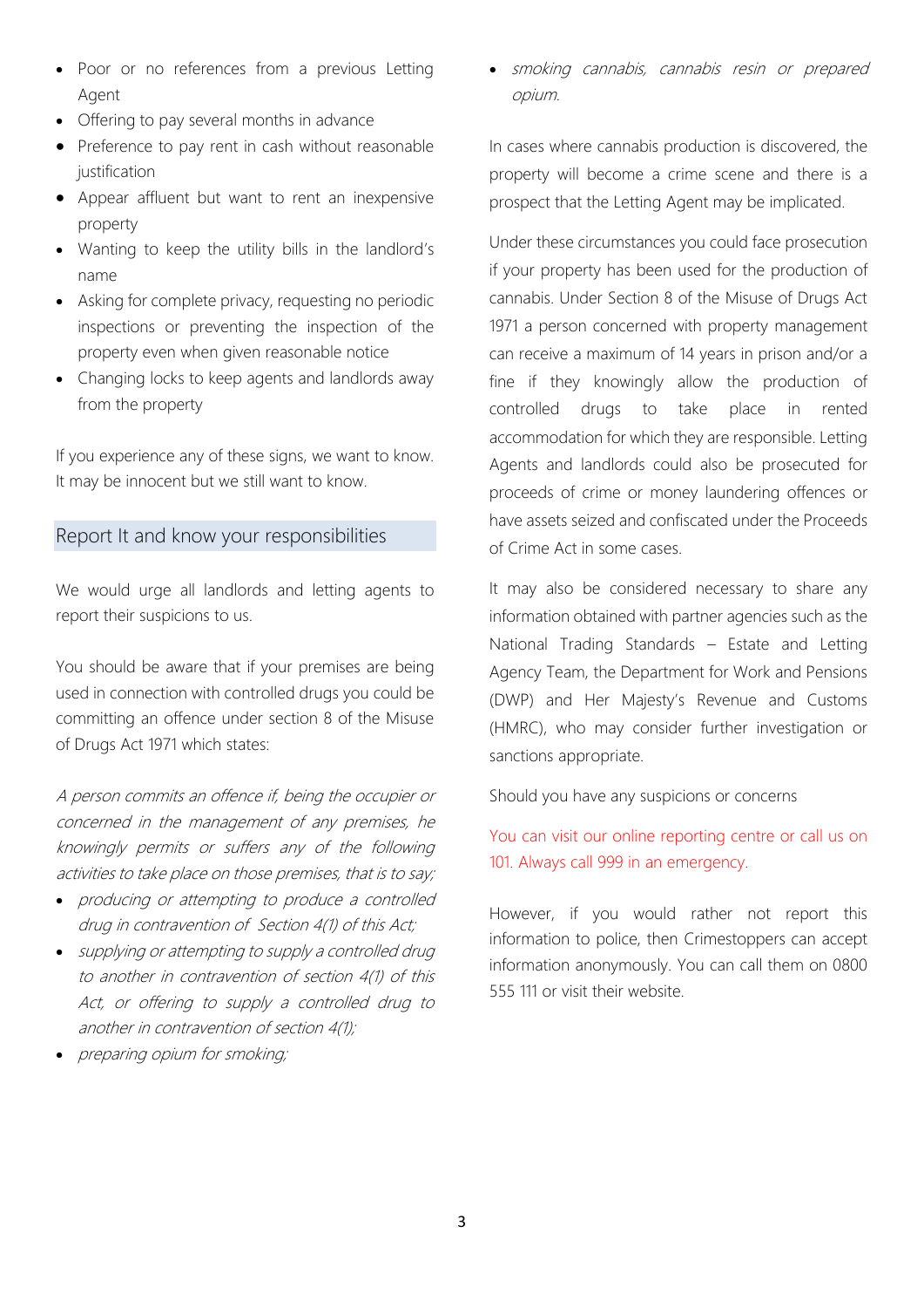- Poor or no references from a previous Letting Agent
- Offering to pay several months in advance
- Preference to pay rent in cash without reasonable justification
- Appear affluent but want to rent an inexpensive property
- Wanting to keep the utility bills in the landlord's name
- Asking for complete privacy, requesting no periodic inspections or preventing the inspection of the property even when given reasonable notice
- Changing locks to keep agents and landlords away from the property

If you experience any of these signs, we want to know. It may be innocent but we still want to know.

## Report It and know your responsibilities

We would urge all landlords and letting agents to report their suspicions to us.

You should be aware that if your premises are being used in connection with controlled drugs you could be committing an offence under section 8 of the Misuse of Drugs Act 1971 which states:

*A person commits an offence if, being the occupier or concerned in the management of any premises, he knowingly permits or suffers any of the following activities to take place on those premises, that is to say;*

- *producing or attempting to produce a controlled drug in contravention of Section 4(1) of this Act;*
- *supplying or attempting to supply a controlled drug to another in contravention of section 4(1) of this Act, or offering to supply a controlled drug to another in contravention of section 4(1);*
- *preparing opium for smoking;*
- *smoking cannabis, cannabis resin or prepared opium.*

In cases where cannabis production is discovered, the property will become a crime scene and there is a prospect that the Letting Agent may be implicated.

Under these circumstances you could face prosecution if your property has been used for the production of cannabis. Under Section 8 of the Misuse of Drugs Act 1971 a person concerned with property management can receive a maximum of 14 years in prison and/or a fine if they knowingly allow the production of controlled drugs to take place in rented accommodation for which they are responsible. Letting Agents and landlords could also be prosecuted for proceeds of crime or money laundering offences or have assets seized and confiscated under the Proceeds of Crime Act in some cases.

It may also be considered necessary to share any information obtained with partner agencies such as the National Trading Standards – Estate and Letting Agency Team, the Department for Work and Pensions (DWP) and Her Majesty's Revenue and Customs (HMRC), who may consider further investigation or sanctions appropriate.

Should you have any suspicions or concerns

You can visit our online reporting centre or call us on 101. Always call 999 in an emergency.

However, if you would rather not report this information to police, then Crimestoppers can accept information anonymously. You can call them on 0800 555 111 or visit their website.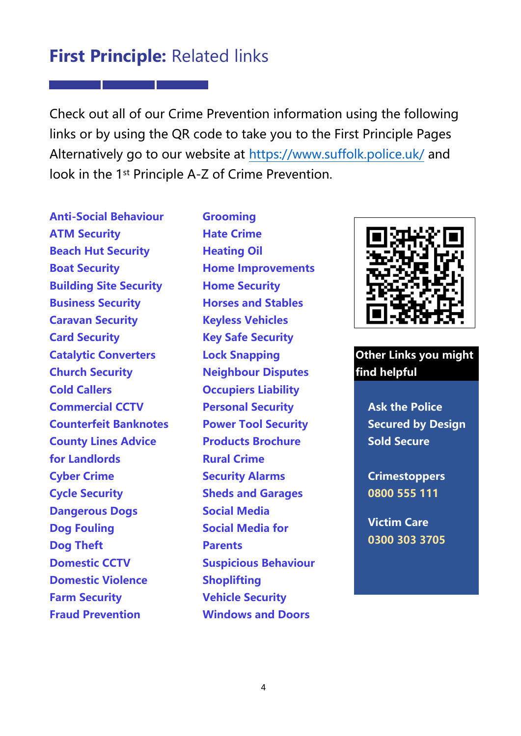# **First Principle:** Related links

Check out all of our Crime Prevention information using the following links or by using the QR code to take you to the First Principle Pages Alternatively go to our website at https://www.suffolk.police.uk/ and look in the 1st Principle A-Z of Crime Prevention.

- Anti-Social Behaviour
- ATM Security
- Beach Hut Security
- Boat Security
- Building Site Security
- Business Security
- Caravan Security
- Card Security
- Catalytic Converters
- Church Security
- Cold Callers
- Commercial CCTV
- Counterfeit Banknotes
- County Lines Advice for Landlords
- Cyber Crime
- Cycle Security
- Dangerous Dogs
- Dog Fouling
- Dog Theft
- Domestic CCTV
- Domestic Violence
- Farm Security
- Fraud Prevention
- Grooming
- Hate Crime
- Heating Oil
- Home Improvements
- Home Security
- Horses and Stables
- Keyless Vehicles
- Key Safe Security
- Lock Snapping
- Neighbour Disputes
- Occupiers Liability
- Personal Security
- Power Tool Security
- Products Brochure
- Rural Crime
- Security Alarms
- Sheds and Garages
- Social Media
- Social Media for Parents
- Suspicious Behaviour
- Shoplifting
- Vehicle Security
- Windows and Doors

**Other Links you might find helpful**

**Ask the Police**
**Secured by Design**
**Sold Secure**

**Crimestoppers**
**0800 555 111**

**Victim Care**
**0300 303 3705**